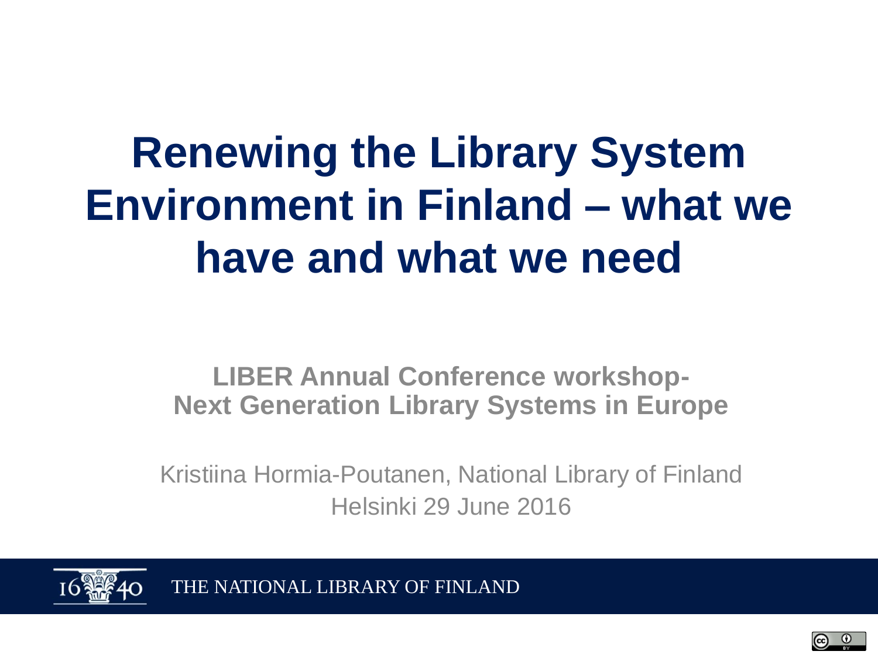# Renewing the Library System Environment in Finland – what we have and what we need

**LIBER Annual Conference workshop-**
**Next Generation Library Systems in Europe**

Kristiina Hormia-Poutanen, National Library of Finland
Helsinki 29 June 2016

THE NATIONAL LIBRARY OF FINLAND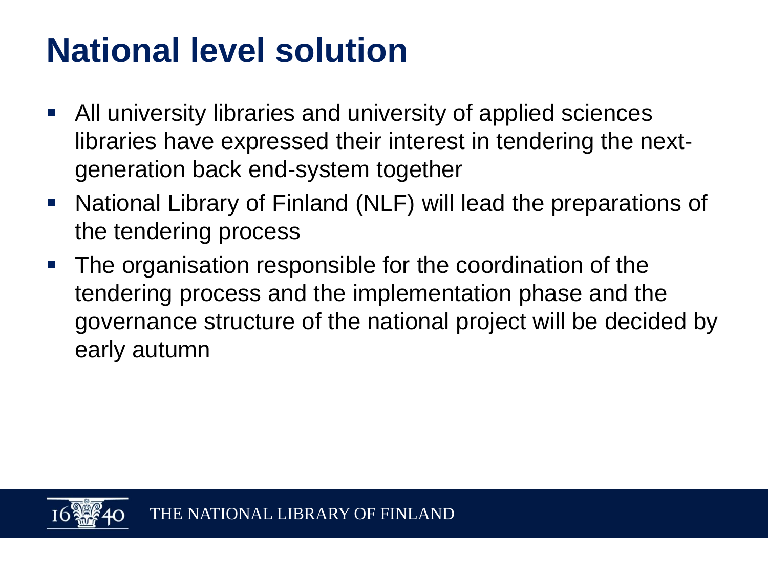# National level solution

- All university libraries and university of applied sciences libraries have expressed their interest in tendering the next-generation back end-system together
- National Library of Finland (NLF) will lead the preparations of the tendering process
- The organisation responsible for the coordination of the tendering process and the implementation phase and the governance structure of the national project will be decided by early autumn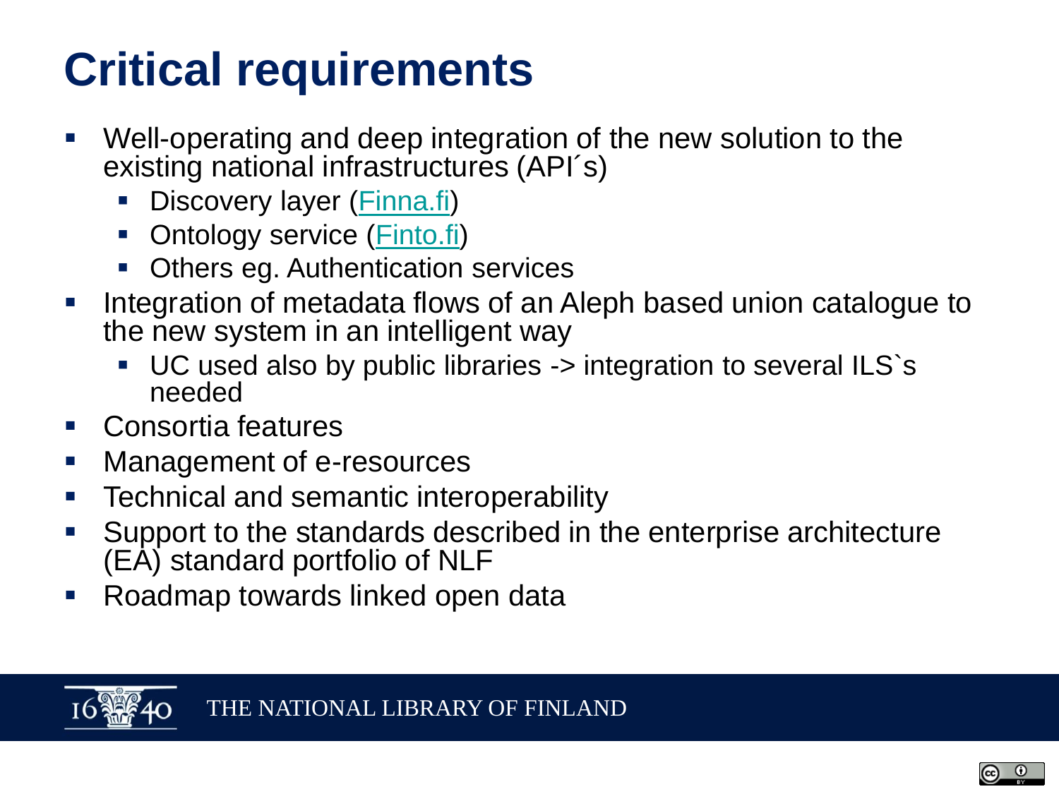# Critical requirements

- Well-operating and deep integration of the new solution to the existing national infrastructures (API´s)
  - Discovery layer (Finna.fi)
  - Ontology service (Finto.fi)
  - Others eg. Authentication services
- Integration of metadata flows of an Aleph based union catalogue to the new system in an intelligent way
  - UC used also by public libraries -> integration to several ILS`s needed
- Consortia features
- Management of e-resources
- Technical and semantic interoperability
- Support to the standards described in the enterprise architecture (EA) standard portfolio of NLF
- Roadmap towards linked open data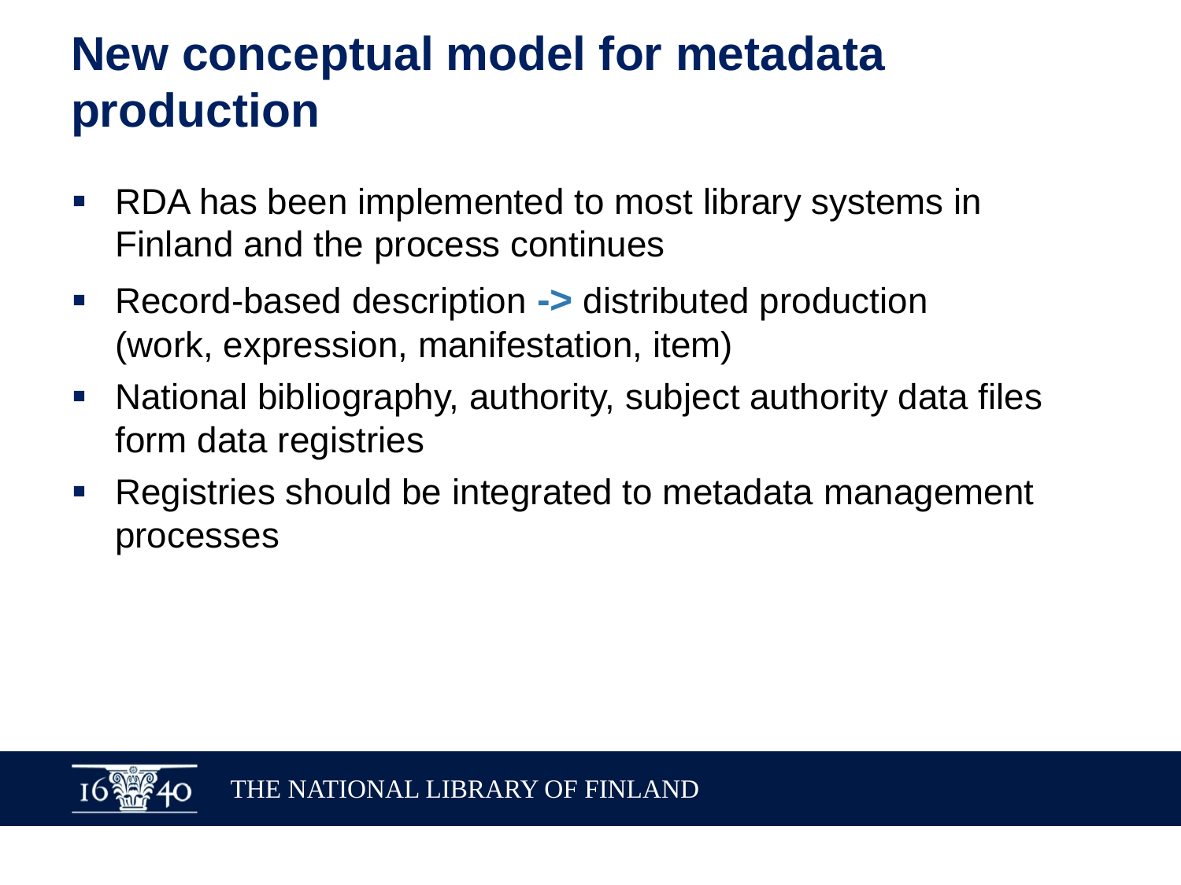# New conceptual model for metadata production

- RDA has been implemented to most library systems in Finland and the process continues
- Record-based description **->** distributed production (work, expression, manifestation, item)
- National bibliography, authority, subject authority data files form data registries
- Registries should be integrated to metadata management processes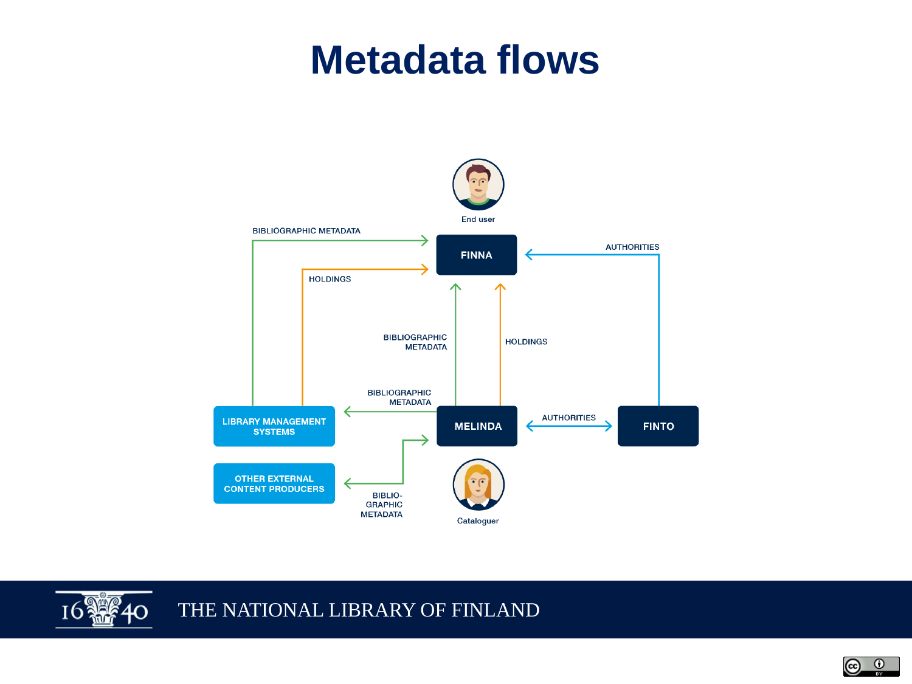# Metadata flows

End user

BIBLIOGRAPHIC METADATA

FINNA

AUTHORITIES

HOLDINGS

BIBLIOGRAPHIC METADATA

HOLDINGS

BIBLIOGRAPHIC METADATA

LIBRARY MANAGEMENT SYSTEMS

MELINDA

AUTHORITIES

FINTO

OTHER EXTERNAL CONTENT PRODUCERS

BIBLIO-GRAPHIC METADATA

Cataloguer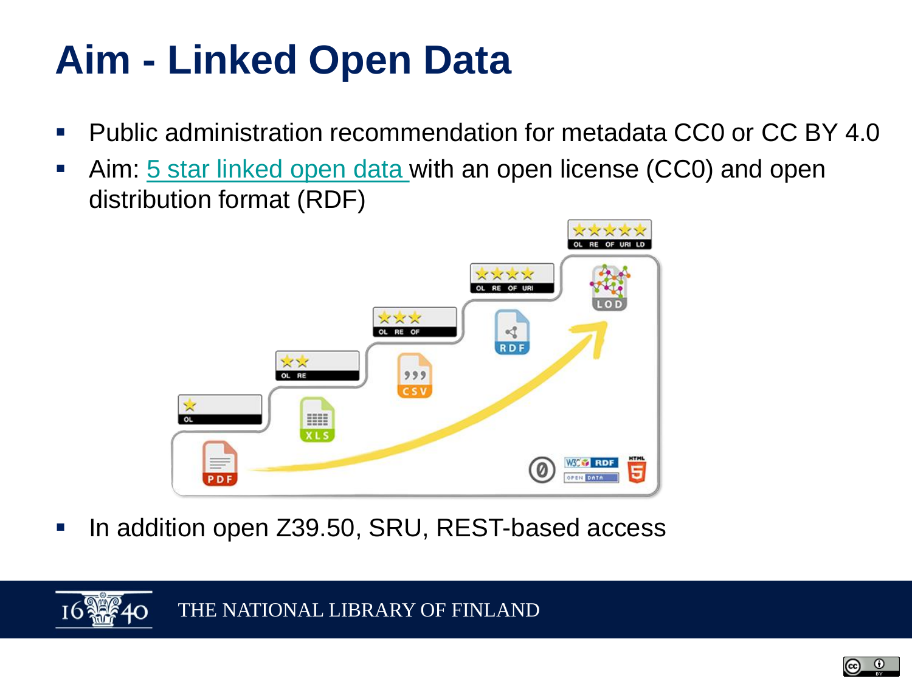# Aim - Linked Open Data

- Public administration recommendation for metadata CC0 or CC BY 4.0
- Aim: 5 star linked open data with an open license (CC0) and open distribution format (RDF)
- In addition open Z39.50, SRU, REST-based access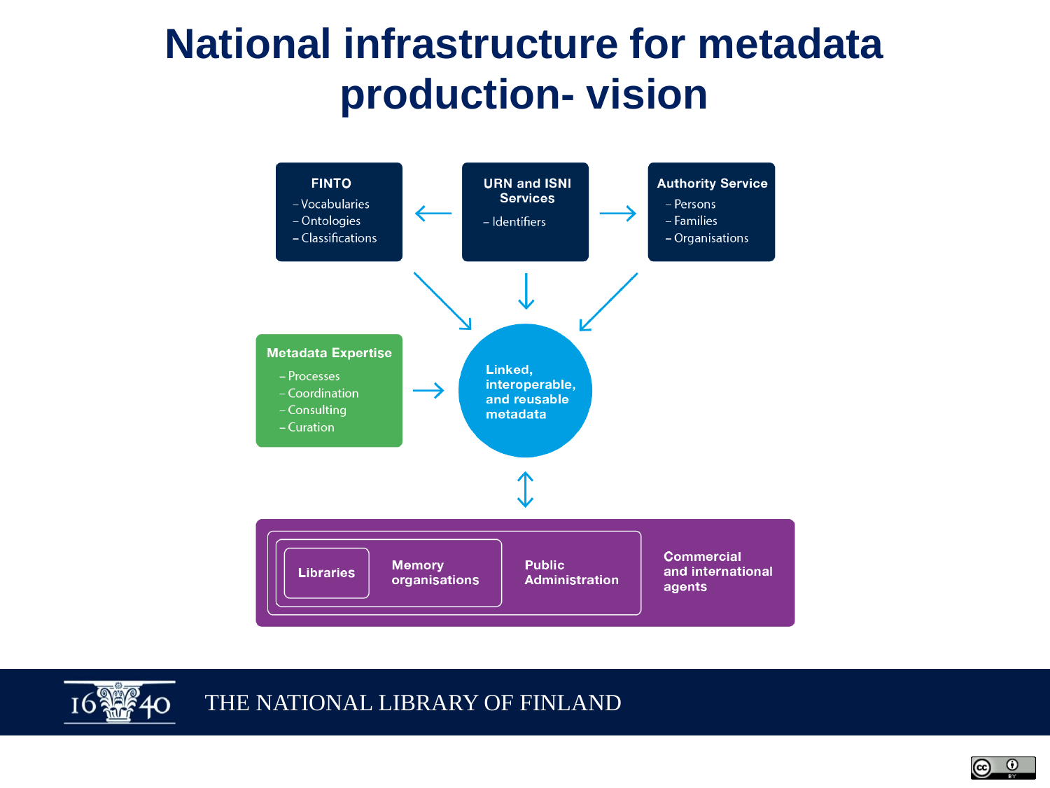# National infrastructure for metadata production- vision

**FINTO**
- Vocabularies
- Ontologies
- Classifications

**URN and ISNI Services**
- Identifiers

**Authority Service**
- Persons
- Families
- Organisations

**Metadata Expertise**
- Processes
- Coordination
- Consulting
- Curation

**Linked, interoperable, and reusable metadata**

**Libraries**

**Memory organisations**

**Public Administration**

**Commercial and international agents**

THE NATIONAL LIBRARY OF FINLAND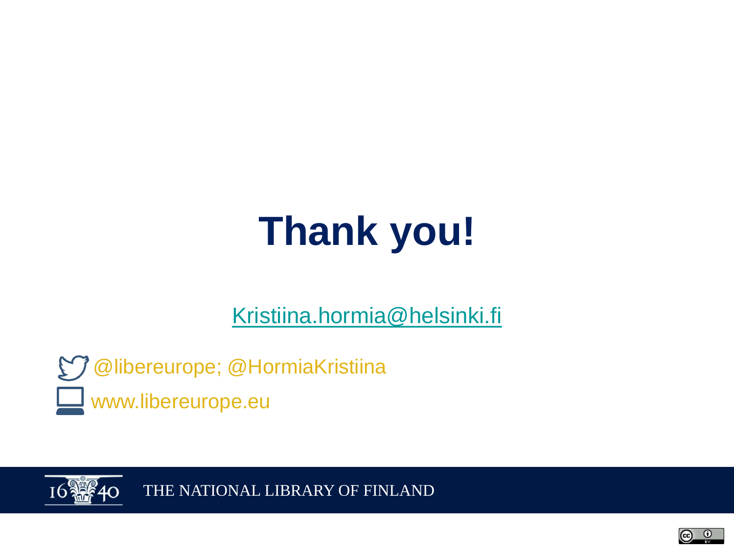# Thank you!

Kristiina.hormia@helsinki.fi

@libereurope; @HormiaKristiina

www.libereurope.eu

THE NATIONAL LIBRARY OF FINLAND